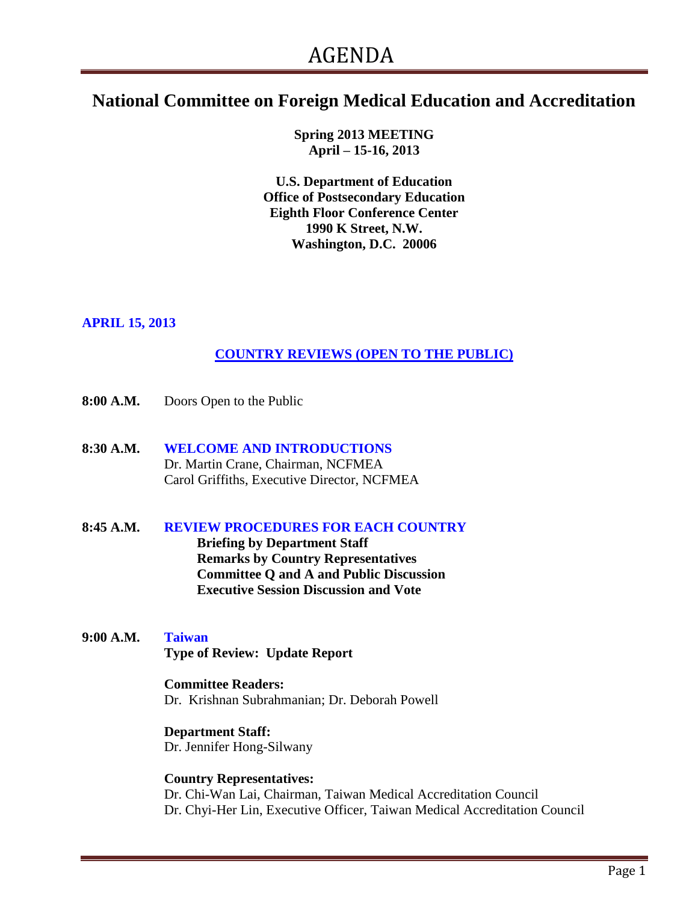# AGENDA

## National Committee on Foreign Medical Education and Accreditation

**Spring 2013 MEETING**
**April – 15-16, 2013**

**U.S. Department of Education**
**Office of Postsecondary Education**
**Eighth Floor Conference Center**
**1990 K Street, N.W.**
**Washington, D.C. 20006**

**APRIL 15, 2013**

**COUNTRY REVIEWS (OPEN TO THE PUBLIC)**

**8:00 A.M.** Doors Open to the Public

**8:30 A.M.** **WELCOME AND INTRODUCTIONS**
Dr. Martin Crane, Chairman, NCFMEA
Carol Griffiths, Executive Director, NCFMEA

**8:45 A.M.** **REVIEW PROCEDURES FOR EACH COUNTRY**
- **Briefing by Department Staff**
- **Remarks by Country Representatives**
- **Committee Q and A and Public Discussion**
- **Executive Session Discussion and Vote**

**9:00 A.M.** **Taiwan**
**Type of Review: Update Report**

**Committee Readers:**
Dr. Krishnan Subrahmanian; Dr. Deborah Powell

**Department Staff:**
Dr. Jennifer Hong-Silwany

**Country Representatives:**
Dr. Chi-Wan Lai, Chairman, Taiwan Medical Accreditation Council
Dr. Chyi-Her Lin, Executive Officer, Taiwan Medical Accreditation Council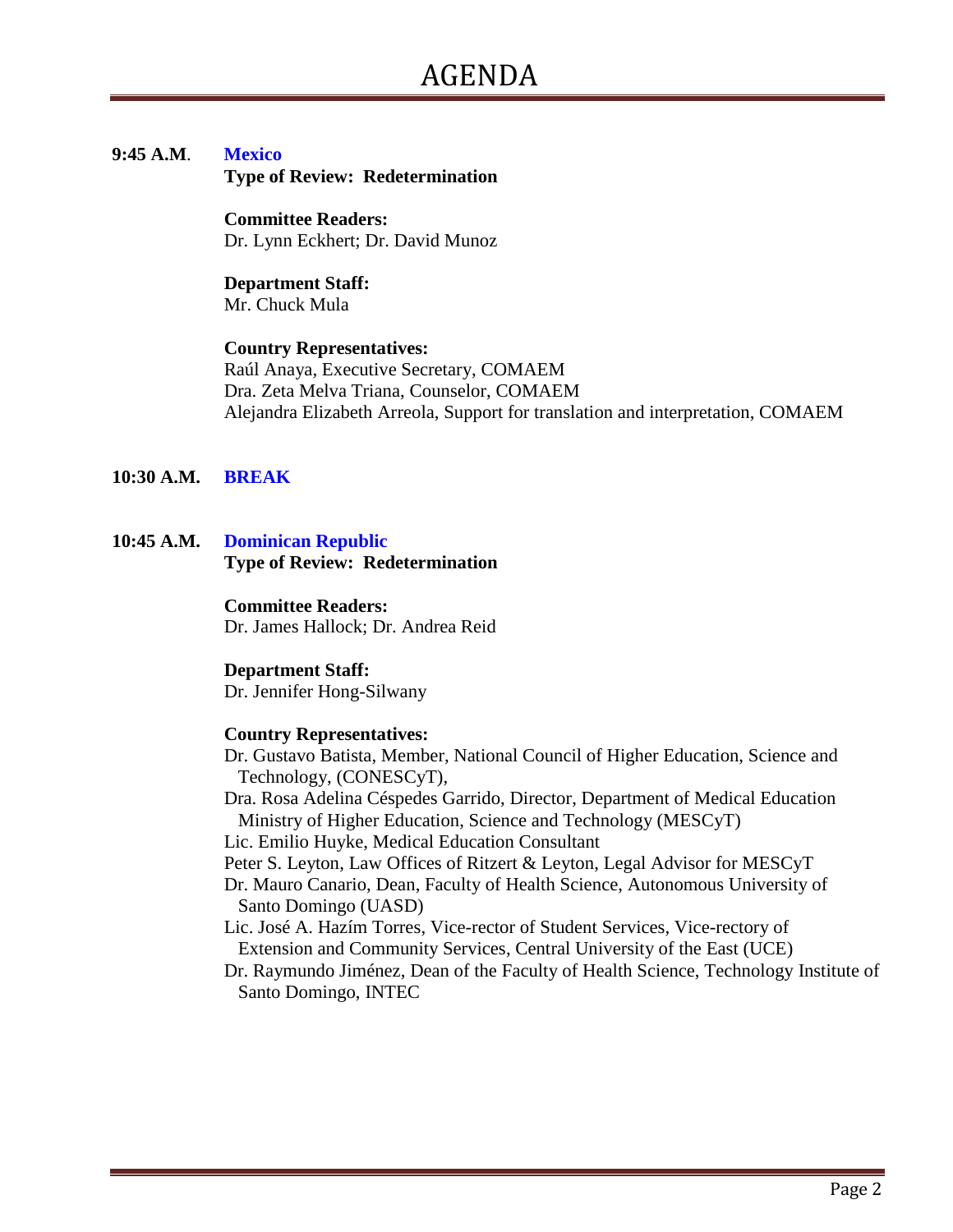# AGENDA

**9:45 A.M**. **Mexico**

**Type of Review: Redetermination**

**Committee Readers:**
Dr. Lynn Eckhert; Dr. David Munoz

**Department Staff:**
Mr. Chuck Mula

**Country Representatives:**
Raúl Anaya, Executive Secretary, COMAEM
Dra. Zeta Melva Triana, Counselor, COMAEM
Alejandra Elizabeth Arreola, Support for translation and interpretation, COMAEM

**10:30 A.M.** **BREAK**

**10:45 A.M.** **Dominican Republic**

**Type of Review: Redetermination**

**Committee Readers:**
Dr. James Hallock; Dr. Andrea Reid

**Department Staff:**
Dr. Jennifer Hong-Silwany

**Country Representatives:**
Dr. Gustavo Batista, Member, National Council of Higher Education, Science and Technology, (CONESCyT),
Dra. Rosa Adelina Céspedes Garrido, Director, Department of Medical Education Ministry of Higher Education, Science and Technology (MESCyT)
Lic. Emilio Huyke, Medical Education Consultant
Peter S. Leyton, Law Offices of Ritzert & Leyton, Legal Advisor for MESCyT
Dr. Mauro Canario, Dean, Faculty of Health Science, Autonomous University of Santo Domingo (UASD)
Lic. José A. Hazím Torres, Vice-rector of Student Services, Vice-rectory of Extension and Community Services, Central University of the East (UCE)
Dr. Raymundo Jiménez, Dean of the Faculty of Health Science, Technology Institute of Santo Domingo, INTEC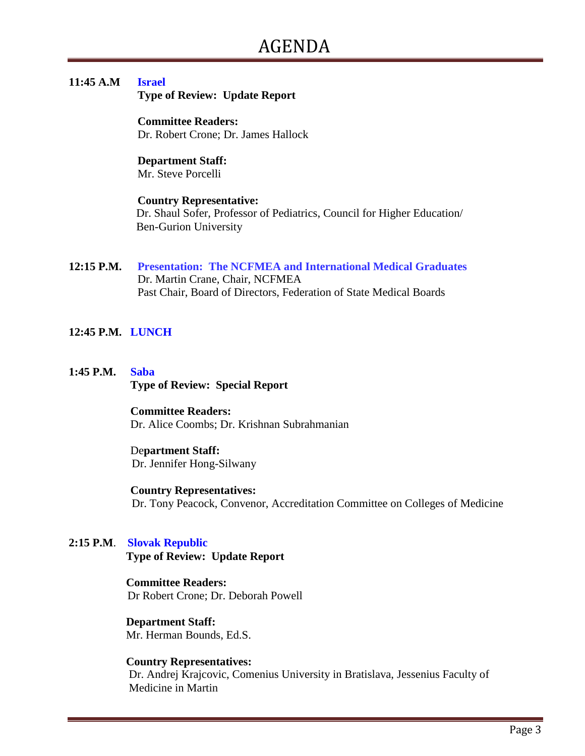# AGENDA

**11:45 A.M** **Israel**

**Type of Review: Update Report**

**Committee Readers:**
Dr. Robert Crone; Dr. James Hallock

**Department Staff:**
Mr. Steve Porcelli

**Country Representative:**
Dr. Shaul Sofer, Professor of Pediatrics, Council for Higher Education/ Ben-Gurion University

**12:15 P.M.** **Presentation: The NCFMEA and International Medical Graduates**
Dr. Martin Crane, Chair, NCFMEA
Past Chair, Board of Directors, Federation of State Medical Boards

**12:45 P.M.** **LUNCH**

**1:45 P.M.** **Saba**

**Type of Review: Special Report**

**Committee Readers:**
Dr. Alice Coombs; Dr. Krishnan Subrahmanian

**Department Staff:**
Dr. Jennifer Hong-Silwany

**Country Representatives:**
Dr. Tony Peacock, Convenor, Accreditation Committee on Colleges of Medicine

**2:15 P.M**. **Slovak Republic**

**Type of Review: Update Report**

**Committee Readers:**
Dr Robert Crone; Dr. Deborah Powell

**Department Staff:**
Mr. Herman Bounds, Ed.S.

**Country Representatives:**
Dr. Andrej Krajcovic, Comenius University in Bratislava, Jessenius Faculty of Medicine in Martin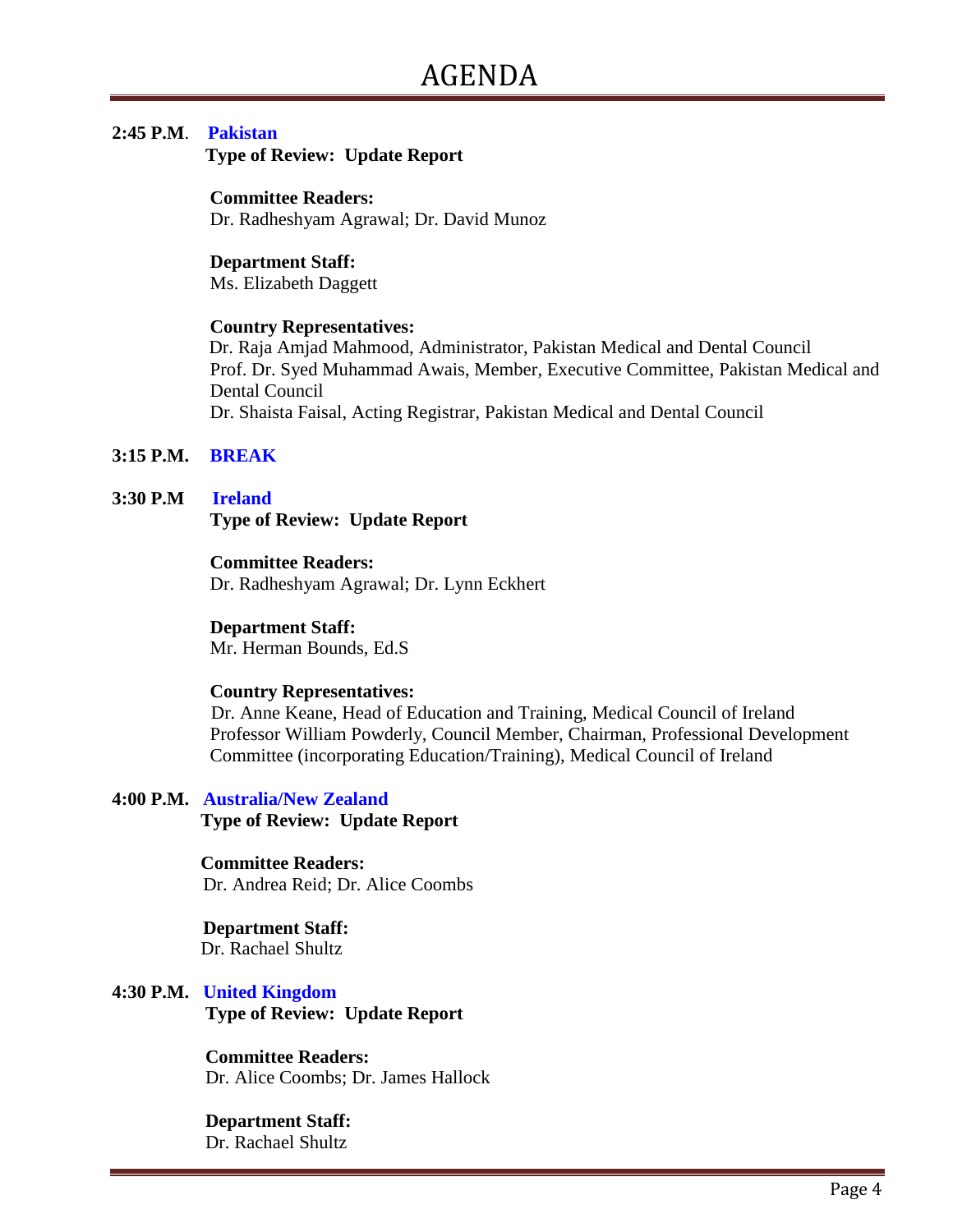# AGENDA

**2:45 P.M.** **Pakistan**

**Type of Review: Update Report**

**Committee Readers:**
Dr. Radheshyam Agrawal; Dr. David Munoz

**Department Staff:**
Ms. Elizabeth Daggett

**Country Representatives:**
Dr. Raja Amjad Mahmood, Administrator, Pakistan Medical and Dental Council
Prof. Dr. Syed Muhammad Awais, Member, Executive Committee, Pakistan Medical and Dental Council
Dr. Shaista Faisal, Acting Registrar, Pakistan Medical and Dental Council

**3:15 P.M.** **BREAK**

**3:30 P.M** **Ireland**

**Type of Review: Update Report**

**Committee Readers:**
Dr. Radheshyam Agrawal; Dr. Lynn Eckhert

**Department Staff:**
Mr. Herman Bounds, Ed.S

**Country Representatives:**
Dr. Anne Keane, Head of Education and Training, Medical Council of Ireland
Professor William Powderly, Council Member, Chairman, Professional Development Committee (incorporating Education/Training), Medical Council of Ireland

**4:00 P.M.** **Australia/New Zealand**

**Type of Review: Update Report**

**Committee Readers:**
Dr. Andrea Reid; Dr. Alice Coombs

**Department Staff:**
Dr. Rachael Shultz

**4:30 P.M.** **United Kingdom**

**Type of Review: Update Report**

**Committee Readers:**
Dr. Alice Coombs; Dr. James Hallock

**Department Staff:**
Dr. Rachael Shultz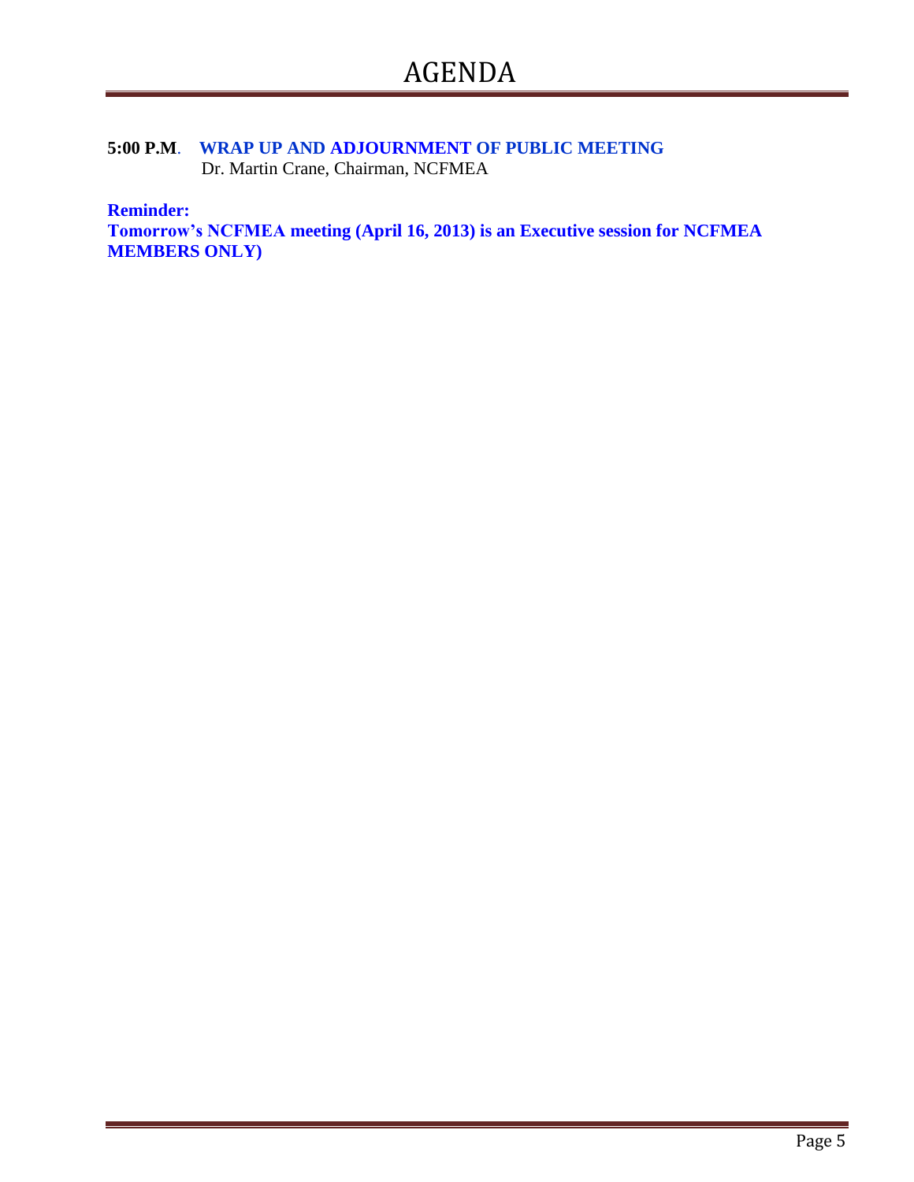# AGENDA

**5:00 P.M**. **WRAP UP AND ADJOURNMENT OF PUBLIC MEETING**
Dr. Martin Crane, Chairman, NCFMEA

**Reminder:**
**Tomorrow's NCFMEA meeting (April 16, 2013) is an Executive session for NCFMEA MEMBERS ONLY)**